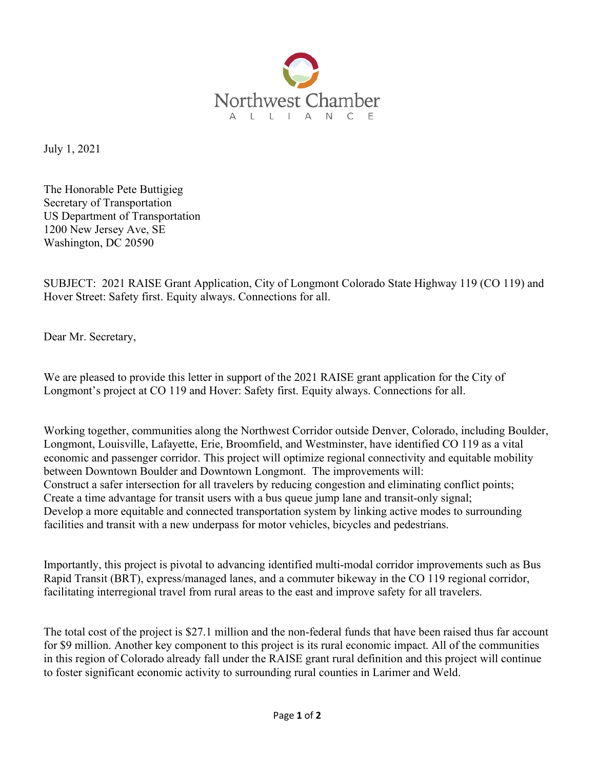Northwest Chamber

ALLIANCE

July 1, 2021

The Honorable Pete Buttigieg
Secretary of Transportation
US Department of Transportation
1200 New Jersey Ave, SE
Washington, DC 20590

SUBJECT: 2021 RAISE Grant Application, City of Longmont Colorado State Highway 119 (CO 119) and Hover Street: Safety first. Equity always. Connections for all.

Dear Mr. Secretary,

We are pleased to provide this letter in support of the 2021 RAISE grant application for the City of Longmont's project at CO 119 and Hover: Safety first. Equity always. Connections for all.

Working together, communities along the Northwest Corridor outside Denver, Colorado, including Boulder, Longmont, Louisville, Lafayette, Erie, Broomfield, and Westminster, have identified CO 119 as a vital economic and passenger corridor. This project will optimize regional connectivity and equitable mobility between Downtown Boulder and Downtown Longmont. The improvements will:
Construct a safer intersection for all travelers by reducing congestion and eliminating conflict points;
Create a time advantage for transit users with a bus queue jump lane and transit-only signal;
Develop a more equitable and connected transportation system by linking active modes to surrounding facilities and transit with a new underpass for motor vehicles, bicycles and pedestrians.

Importantly, this project is pivotal to advancing identified multi-modal corridor improvements such as Bus Rapid Transit (BRT), express/managed lanes, and a commuter bikeway in the CO 119 regional corridor, facilitating interregional travel from rural areas to the east and improve safety for all travelers.

The total cost of the project is $27.1 million and the non-federal funds that have been raised thus far account for $9 million. Another key component to this project is its rural economic impact. All of the communities in this region of Colorado already fall under the RAISE grant rural definition and this project will continue to foster significant economic activity to surrounding rural counties in Larimer and Weld.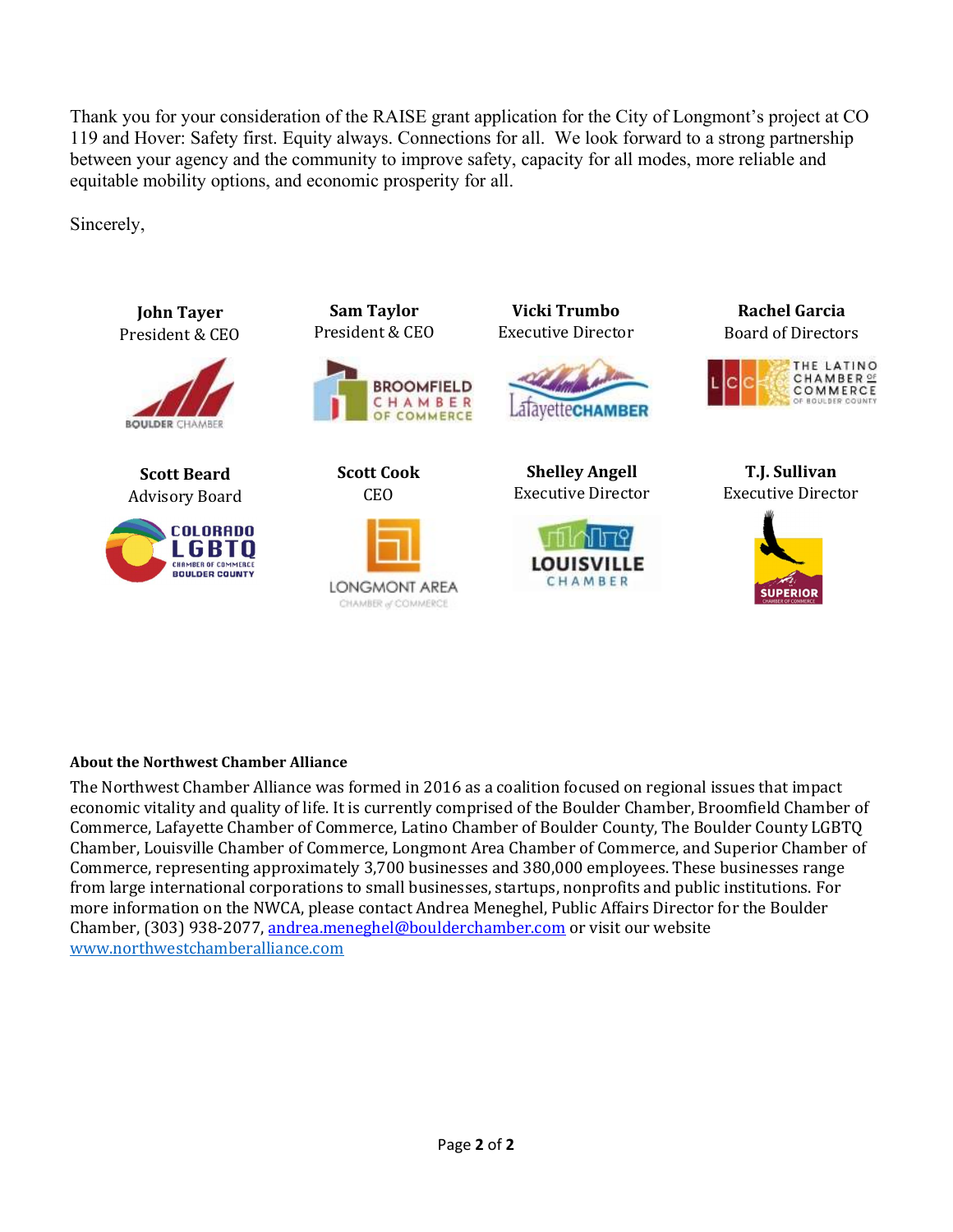Thank you for your consideration of the RAISE grant application for the City of Longmont's project at CO 119 and Hover: Safety first. Equity always. Connections for all. We look forward to a strong partnership between your agency and the community to improve safety, capacity for all modes, more reliable and equitable mobility options, and economic prosperity for all.

Sincerely,

**John Tayer**
President & CEO
BOULDER CHAMBER

**Sam Taylor**
President & CEO
BROOMFIELD CHAMBER OF COMMERCE

**Vicki Trumbo**
Executive Director
LafayetteCHAMBER

**Rachel Garcia**
Board of Directors
LCC THE LATINO CHAMBER OF COMMERCE OF BOULDER COUNTY

**Scott Beard**
Advisory Board
COLORADO LGBTQ CHAMBER OF COMMERCE BOULDER COUNTY

**Scott Cook**
CEO
LONGMONT AREA CHAMBER of COMMERCE

**Shelley Angell**
Executive Director
LOUISVILLE CHAMBER

**T.J. Sullivan**
Executive Director
SUPERIOR CHAMBER OF COMMERCE

**About the Northwest Chamber Alliance**

The Northwest Chamber Alliance was formed in 2016 as a coalition focused on regional issues that impact economic vitality and quality of life. It is currently comprised of the Boulder Chamber, Broomfield Chamber of Commerce, Lafayette Chamber of Commerce, Latino Chamber of Boulder County, The Boulder County LGBTQ Chamber, Louisville Chamber of Commerce, Longmont Area Chamber of Commerce, and Superior Chamber of Commerce, representing approximately 3,700 businesses and 380,000 employees. These businesses range from large international corporations to small businesses, startups, nonprofits and public institutions. For more information on the NWCA, please contact Andrea Meneghel, Public Affairs Director for the Boulder Chamber, (303) 938-2077, andrea.meneghel@boulderchamber.com or visit our website www.northwestchamberalliance.com